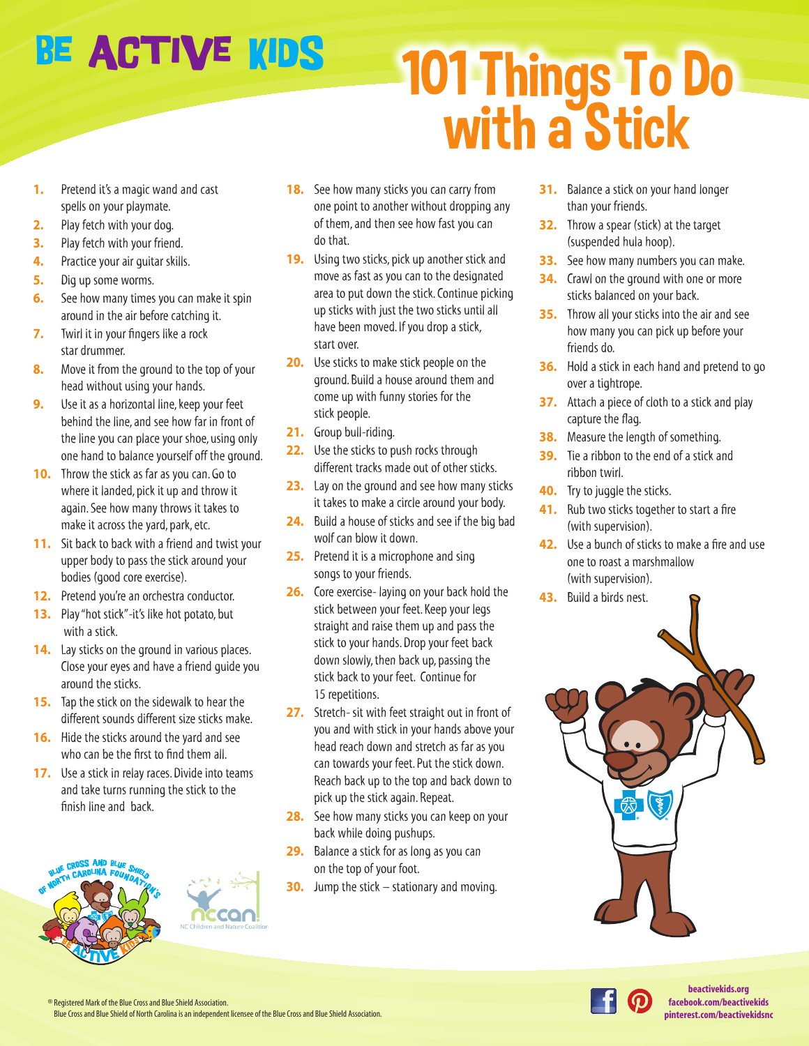# BE ACTIVE KIDS

# 101 Things To Do with a Stick

1. Pretend it's a magic wand and cast spells on your playmate.
2. Play fetch with your dog.
3. Play fetch with your friend.
4. Practice your air guitar skills.
5. Dig up some worms.
6. See how many times you can make it spin around in the air before catching it.
7. Twirl it in your fingers like a rock star drummer.
8. Move it from the ground to the top of your head without using your hands.
9. Use it as a horizontal line, keep your feet behind the line, and see how far in front of the line you can place your shoe, using only one hand to balance yourself off the ground.
10. Throw the stick as far as you can. Go to where it landed, pick it up and throw it again. See how many throws it takes to make it across the yard, park, etc.
11. Sit back to back with a friend and twist your upper body to pass the stick around your bodies (good core exercise).
12. Pretend you're an orchestra conductor.
13. Play "hot stick"-it's like hot potato, but with a stick.
14. Lay sticks on the ground in various places. Close your eyes and have a friend guide you around the sticks.
15. Tap the stick on the sidewalk to hear the different sounds different size sticks make.
16. Hide the sticks around the yard and see who can be the first to find them all.
17. Use a stick in relay races. Divide into teams and take turns running the stick to the finish line and back.
18. See how many sticks you can carry from one point to another without dropping any of them, and then see how fast you can do that.
19. Using two sticks, pick up another stick and move as fast as you can to the designated area to put down the stick. Continue picking up sticks with just the two sticks until all have been moved. If you drop a stick, start over.
20. Use sticks to make stick people on the ground. Build a house around them and come up with funny stories for the stick people.
21. Group bull-riding.
22. Use the sticks to push rocks through different tracks made out of other sticks.
23. Lay on the ground and see how many sticks it takes to make a circle around your body.
24. Build a house of sticks and see if the big bad wolf can blow it down.
25. Pretend it is a microphone and sing songs to your friends.
26. Core exercise- laying on your back hold the stick between your feet. Keep your legs straight and raise them up and pass the stick to your hands. Drop your feet back down slowly, then back up, passing the stick back to your feet. Continue for 15 repetitions.
27. Stretch- sit with feet straight out in front of you and with stick in your hands above your head reach down and stretch as far as you can towards your feet. Put the stick down. Reach back up to the top and back down to pick up the stick again. Repeat.
28. See how many sticks you can keep on your back while doing pushups.
29. Balance a stick for as long as you can on the top of your foot.
30. Jump the stick – stationary and moving.
31. Balance a stick on your hand longer than your friends.
32. Throw a spear (stick) at the target (suspended hula hoop).
33. See how many numbers you can make.
34. Crawl on the ground with one or more sticks balanced on your back.
35. Throw all your sticks into the air and see how many you can pick up before your friends do.
36. Hold a stick in each hand and pretend to go over a tightrope.
37. Attach a piece of cloth to a stick and play capture the flag.
38. Measure the length of something.
39. Tie a ribbon to the end of a stick and ribbon twirl.
40. Try to juggle the sticks.
41. Rub two sticks together to start a fire (with supervision).
42. Use a bunch of sticks to make a fire and use one to roast a marshmallow (with supervision).
43. Build a birds nest.

Blue Cross and Blue Shield of North Carolina Foundation's Be Active Kids

ncan NC Children and Nature Coalition

® Registered Mark of the Blue Cross and Blue Shield Association.
Blue Cross and Blue Shield of North Carolina is an independent licensee of the Blue Cross and Blue Shield Association.

beactivekids.org
facebook.com/beactivekids
pinterest.com/beactivekidsnc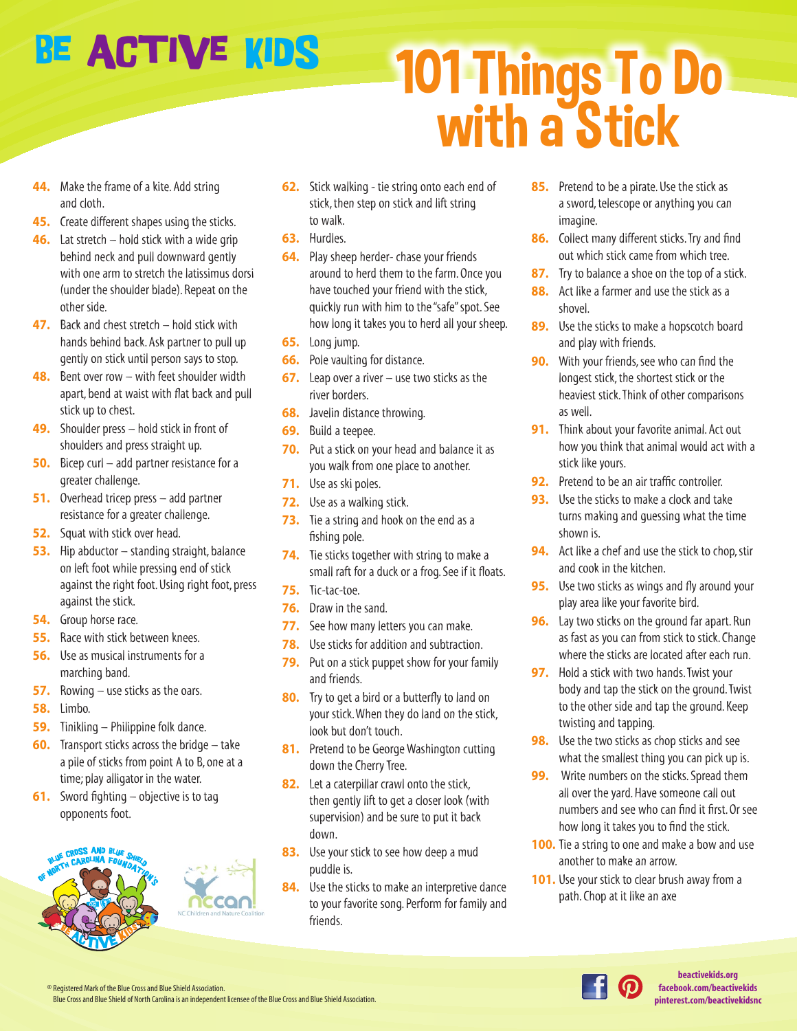# BE ACTIVE KIDS

# 101 Things To Do with a Stick

44. Make the frame of a kite. Add string and cloth.
45. Create different shapes using the sticks.
46. Lat stretch – hold stick with a wide grip behind neck and pull downward gently with one arm to stretch the latissimus dorsi (under the shoulder blade). Repeat on the other side.
47. Back and chest stretch – hold stick with hands behind back. Ask partner to pull up gently on stick until person says to stop.
48. Bent over row – with feet shoulder width apart, bend at waist with flat back and pull stick up to chest.
49. Shoulder press – hold stick in front of shoulders and press straight up.
50. Bicep curl – add partner resistance for a greater challenge.
51. Overhead tricep press – add partner resistance for a greater challenge.
52. Squat with stick over head.
53. Hip abductor – standing straight, balance on left foot while pressing end of stick against the right foot. Using right foot, press against the stick.
54. Group horse race.
55. Race with stick between knees.
56. Use as musical instruments for a marching band.
57. Rowing – use sticks as the oars.
58. Limbo.
59. Tinikling – Philippine folk dance.
60. Transport sticks across the bridge – take a pile of sticks from point A to B, one at a time; play alligator in the water.
61. Sword fighting – objective is to tag opponents foot.
62. Stick walking - tie string onto each end of stick, then step on stick and lift string to walk.
63. Hurdles.
64. Play sheep herder- chase your friends around to herd them to the farm. Once you have touched your friend with the stick, quickly run with him to the "safe" spot. See how long it takes you to herd all your sheep.
65. Long jump.
66. Pole vaulting for distance.
67. Leap over a river – use two sticks as the river borders.
68. Javelin distance throwing.
69. Build a teepee.
70. Put a stick on your head and balance it as you walk from one place to another.
71. Use as ski poles.
72. Use as a walking stick.
73. Tie a string and hook on the end as a fishing pole.
74. Tie sticks together with string to make a small raft for a duck or a frog. See if it floats.
75. Tic-tac-toe.
76. Draw in the sand.
77. See how many letters you can make.
78. Use sticks for addition and subtraction.
79. Put on a stick puppet show for your family and friends.
80. Try to get a bird or a butterfly to land on your stick. When they do land on the stick, look but don't touch.
81. Pretend to be George Washington cutting down the Cherry Tree.
82. Let a caterpillar crawl onto the stick, then gently lift to get a closer look (with supervision) and be sure to put it back down.
83. Use your stick to see how deep a mud puddle is.
84. Use the sticks to make an interpretive dance to your favorite song. Perform for family and friends.
85. Pretend to be a pirate. Use the stick as a sword, telescope or anything you can imagine.
86. Collect many different sticks. Try and find out which stick came from which tree.
87. Try to balance a shoe on the top of a stick.
88. Act like a farmer and use the stick as a shovel.
89. Use the sticks to make a hopscotch board and play with friends.
90. With your friends, see who can find the longest stick, the shortest stick or the heaviest stick. Think of other comparisons as well.
91. Think about your favorite animal. Act out how you think that animal would act with a stick like yours.
92. Pretend to be an air traffic controller.
93. Use the sticks to make a clock and take turns making and guessing what the time shown is.
94. Act like a chef and use the stick to chop, stir and cook in the kitchen.
95. Use two sticks as wings and fly around your play area like your favorite bird.
96. Lay two sticks on the ground far apart. Run as fast as you can from stick to stick. Change where the sticks are located after each run.
97. Hold a stick with two hands. Twist your body and tap the stick on the ground. Twist to the other side and tap the ground. Keep twisting and tapping.
98. Use the two sticks as chop sticks and see what the smallest thing you can pick up is.
99. Write numbers on the sticks. Spread them all over the yard. Have someone call out numbers and see who can find it first. Or see how long it takes you to find the stick.
100. Tie a string to one and make a bow and use another to make an arrow.
101. Use your stick to clear brush away from a path. Chop at it like an axe

BLUE CROSS AND BLUE SHIELD OF NORTH CAROLINA FOUNDATION'S BE ACTIVE KIDS

NCCAN NC Children and Nature Coalition

® Registered Mark of the Blue Cross and Blue Shield Association.
Blue Cross and Blue Shield of North Carolina is an independent licensee of the Blue Cross and Blue Shield Association.

beactivekids.org
facebook.com/beactivekids
pinterest.com/beactivekidsnc